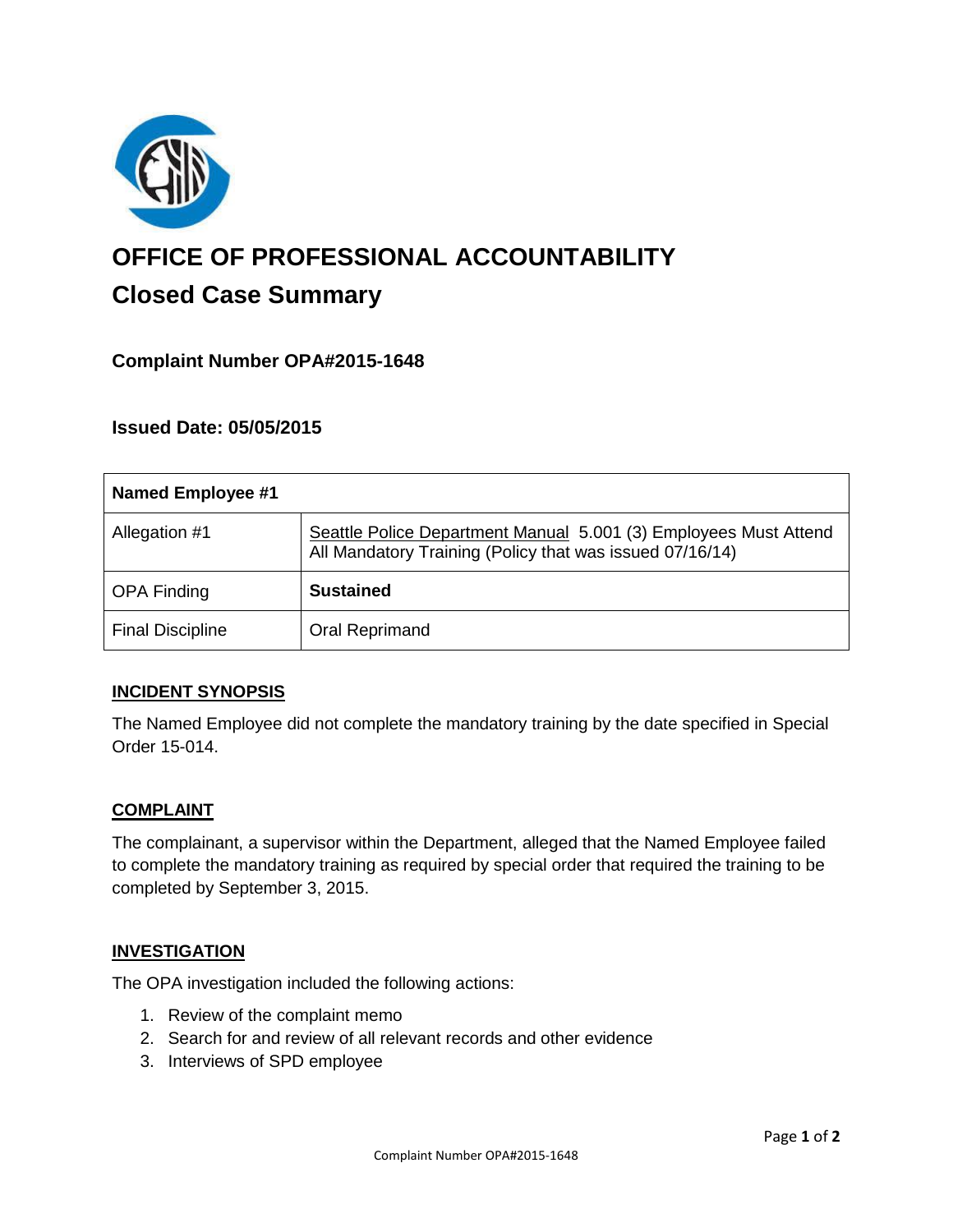# OFFICE OF PROFESSIONAL ACCOUNTABILITY

## Closed Case Summary

### Complaint Number OPA#2015-1648

### Issued Date: 05/05/2015

| Named Employee #1 | |
|---|---|
| Allegation #1 | Seattle Police Department Manual 5.001 (3) Employees Must Attend All Mandatory Training (Policy that was issued 07/16/14) |
| OPA Finding | **Sustained** |
| Final Discipline | Oral Reprimand |

### INCIDENT SYNOPSIS

The Named Employee did not complete the mandatory training by the date specified in Special Order 15-014.

### COMPLAINT

The complainant, a supervisor within the Department, alleged that the Named Employee failed to complete the mandatory training as required by special order that required the training to be completed by September 3, 2015.

### INVESTIGATION

The OPA investigation included the following actions:

1. Review of the complaint memo
2. Search for and review of all relevant records and other evidence
3. Interviews of SPD employee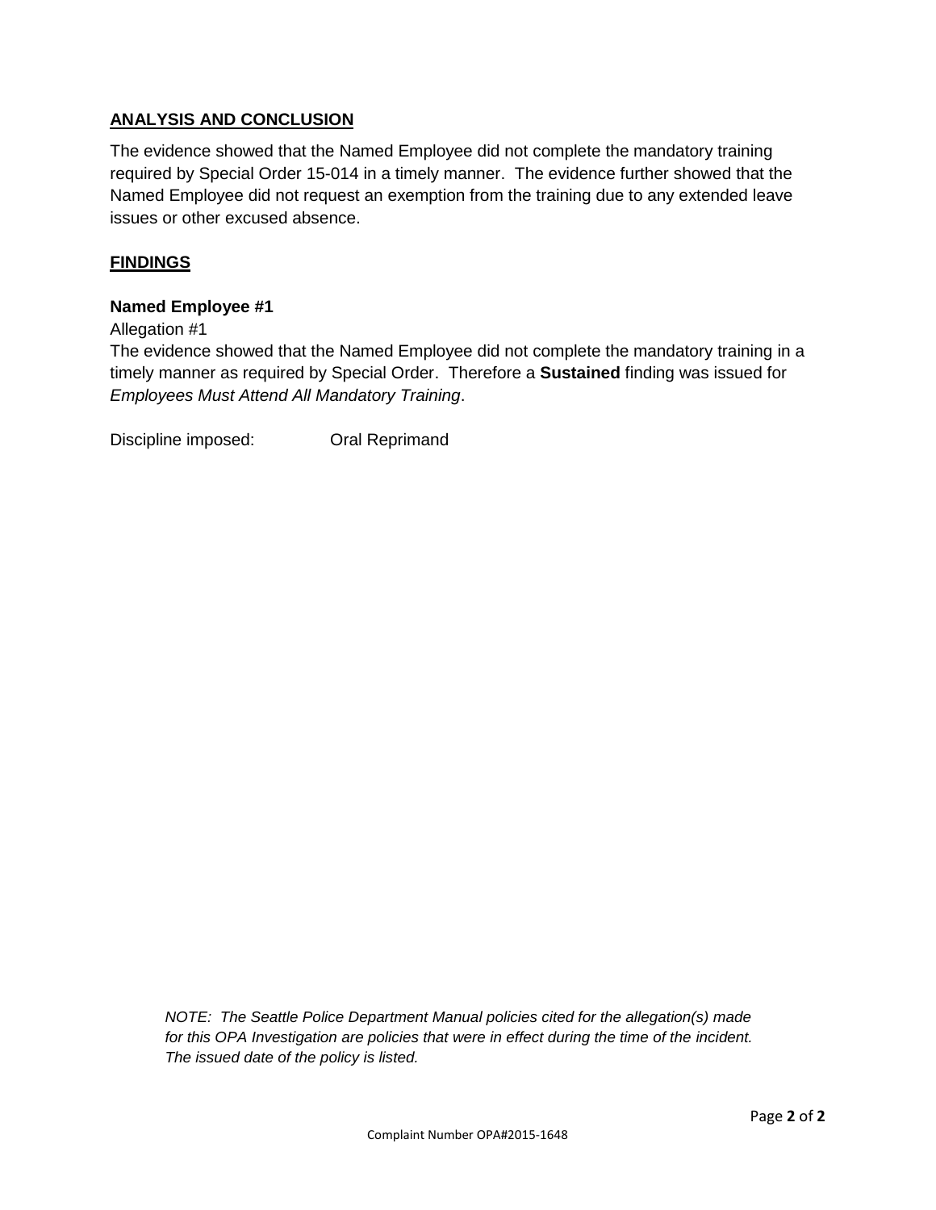## ANALYSIS AND CONCLUSION

The evidence showed that the Named Employee did not complete the mandatory training required by Special Order 15-014 in a timely manner. The evidence further showed that the Named Employee did not request an exemption from the training due to any extended leave issues or other excused absence.

## FINDINGS

**Named Employee #1**

Allegation #1

The evidence showed that the Named Employee did not complete the mandatory training in a timely manner as required by Special Order. Therefore a **Sustained** finding was issued for *Employees Must Attend All Mandatory Training*.

Discipline imposed: Oral Reprimand

*NOTE: The Seattle Police Department Manual policies cited for the allegation(s) made for this OPA Investigation are policies that were in effect during the time of the incident. The issued date of the policy is listed.*

Complaint Number OPA#2015-1648